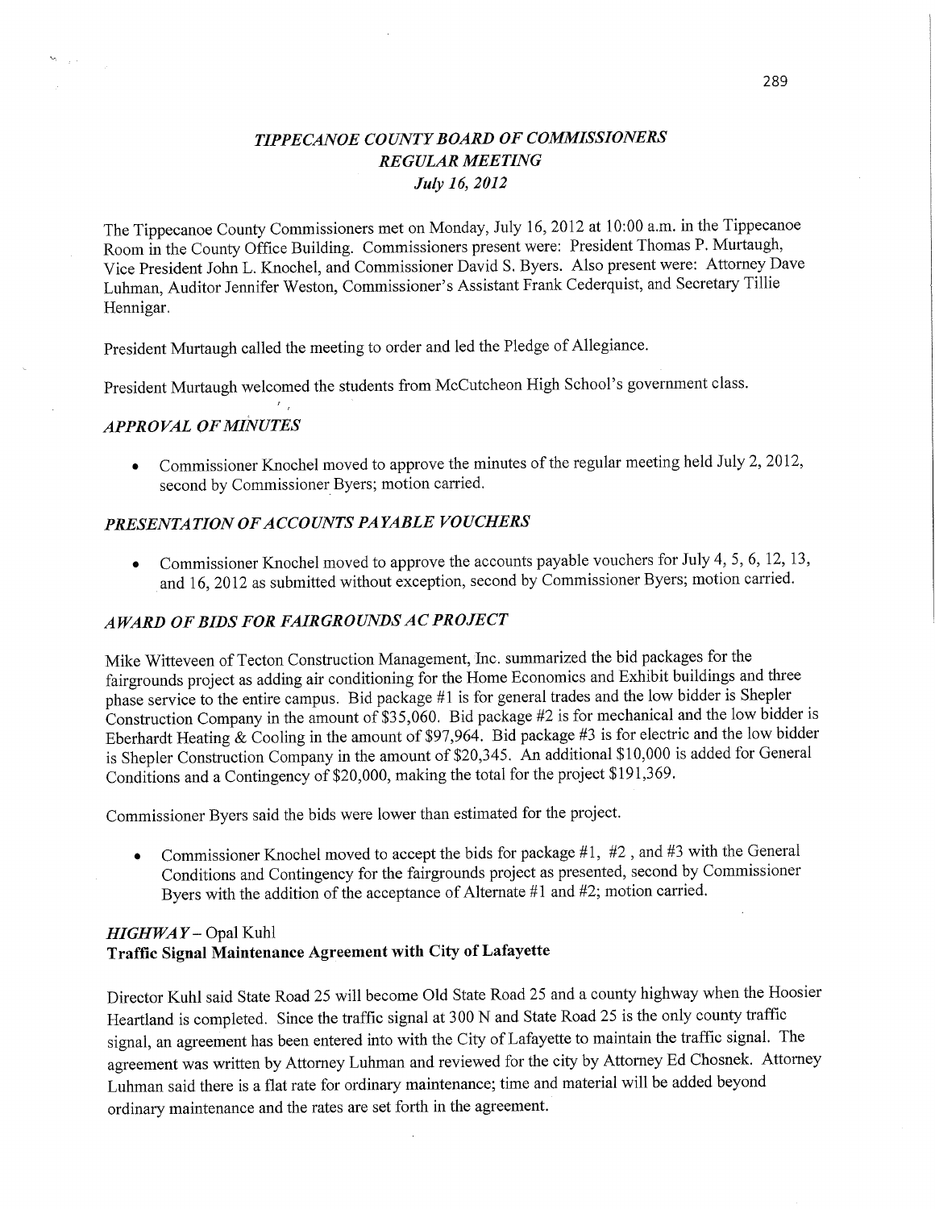# *TIPPECANOE COUNTY BOARD OF COMMISSIONERS*
## *REGULAR MEETING*
### *July 16, 2012*

The Tippecanoe County Commissioners met on Monday, July 16, 2012 at 10:00 a.m. in the Tippecanoe Room in the County Office Building. Commissioners present were: President Thomas P. Murtaugh, Vice President John L. Knochel, and Commissioner David S. Byers. Also present were: Attorney Dave Luhman, Auditor Jennifer Weston, Commissioner's Assistant Frank Cederquist, and Secretary Tillie Hennigar.

President Murtaugh called the meeting to order and led the Pledge of Allegiance.

President Murtaugh welcomed the students from McCutcheon High School's government class.

## *APPROVAL OF MINUTES*

- Commissioner Knochel moved to approve the minutes of the regular meeting held July 2, 2012, second by Commissioner Byers; motion carried.

## *PRESENTATION OF ACCOUNTS PAYABLE VOUCHERS*

- Commissioner Knochel moved to approve the accounts payable vouchers for July 4, 5, 6, 12, 13, and 16, 2012 as submitted without exception, second by Commissioner Byers; motion carried.

## *AWARD OF BIDS FOR FAIRGROUNDS AC PROJECT*

Mike Witteveen of Tecton Construction Management, Inc. summarized the bid packages for the fairgrounds project as adding air conditioning for the Home Economics and Exhibit buildings and three phase service to the entire campus. Bid package #1 is for general trades and the low bidder is Shepler Construction Company in the amount of $35,060. Bid package #2 is for mechanical and the low bidder is Eberhardt Heating & Cooling in the amount of $97,964. Bid package #3 is for electric and the low bidder is Shepler Construction Company in the amount of $20,345. An additional $10,000 is added for General Conditions and a Contingency of $20,000, making the total for the project $191,369.

Commissioner Byers said the bids were lower than estimated for the project.

- Commissioner Knochel moved to accept the bids for package #1, #2 , and #3 with the General Conditions and Contingency for the fairgrounds project as presented, second by Commissioner Byers with the addition of the acceptance of Alternate #1 and #2; motion carried.

## *HIGHWAY* – Opal Kuhl
### Traffic Signal Maintenance Agreement with City of Lafayette

Director Kuhl said State Road 25 will become Old State Road 25 and a county highway when the Hoosier Heartland is completed. Since the traffic signal at 300 N and State Road 25 is the only county traffic signal, an agreement has been entered into with the City of Lafayette to maintain the traffic signal. The agreement was written by Attorney Luhman and reviewed for the city by Attorney Ed Chosnek. Attorney Luhman said there is a flat rate for ordinary maintenance; time and material will be added beyond ordinary maintenance and the rates are set forth in the agreement.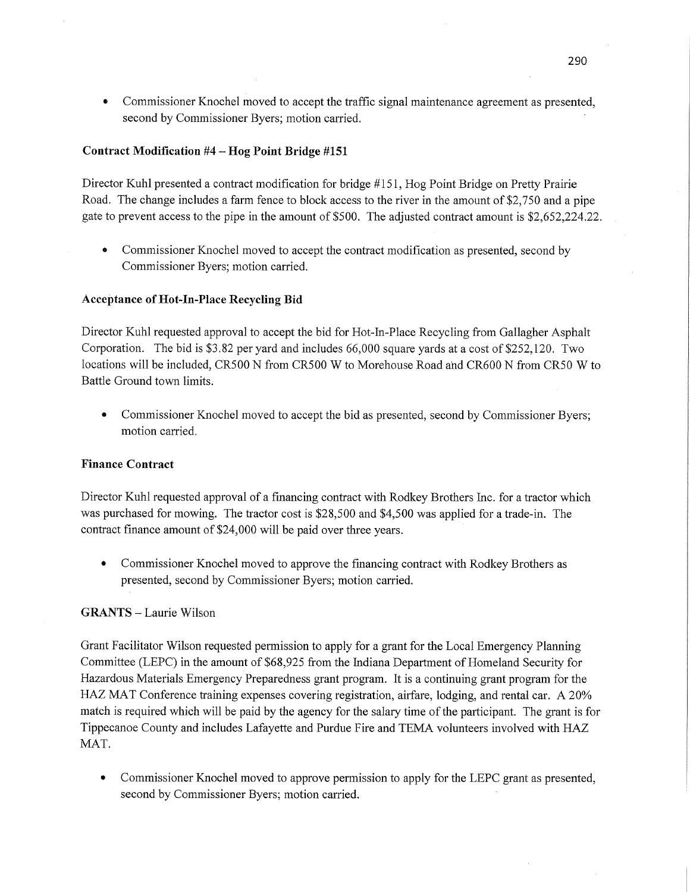- Commissioner Knochel moved to accept the traffic signal maintenance agreement as presented, second by Commissioner Byers; motion carried.

**Contract Modification #4 – Hog Point Bridge #151**

Director Kuhl presented a contract modification for bridge #151, Hog Point Bridge on Pretty Prairie Road. The change includes a farm fence to block access to the river in the amount of $2,750 and a pipe gate to prevent access to the pipe in the amount of $500. The adjusted contract amount is $2,652,224.22.

- Commissioner Knochel moved to accept the contract modification as presented, second by Commissioner Byers; motion carried.

**Acceptance of Hot-In-Place Recycling Bid**

Director Kuhl requested approval to accept the bid for Hot-In-Place Recycling from Gallagher Asphalt Corporation. The bid is $3.82 per yard and includes 66,000 square yards at a cost of $252,120. Two locations will be included, CR500 N from CR500 W to Morehouse Road and CR600 N from CR50 W to Battle Ground town limits.

- Commissioner Knochel moved to accept the bid as presented, second by Commissioner Byers; motion carried.

**Finance Contract**

Director Kuhl requested approval of a financing contract with Rodkey Brothers Inc. for a tractor which was purchased for mowing. The tractor cost is $28,500 and $4,500 was applied for a trade-in. The contract finance amount of $24,000 will be paid over three years.

- Commissioner Knochel moved to approve the financing contract with Rodkey Brothers as presented, second by Commissioner Byers; motion carried.

**GRANTS** – Laurie Wilson

Grant Facilitator Wilson requested permission to apply for a grant for the Local Emergency Planning Committee (LEPC) in the amount of $68,925 from the Indiana Department of Homeland Security for Hazardous Materials Emergency Preparedness grant program. It is a continuing grant program for the HAZ MAT Conference training expenses covering registration, airfare, lodging, and rental car. A 20% match is required which will be paid by the agency for the salary time of the participant. The grant is for Tippecanoe County and includes Lafayette and Purdue Fire and TEMA volunteers involved with HAZ MAT.

- Commissioner Knochel moved to approve permission to apply for the LEPC grant as presented, second by Commissioner Byers; motion carried.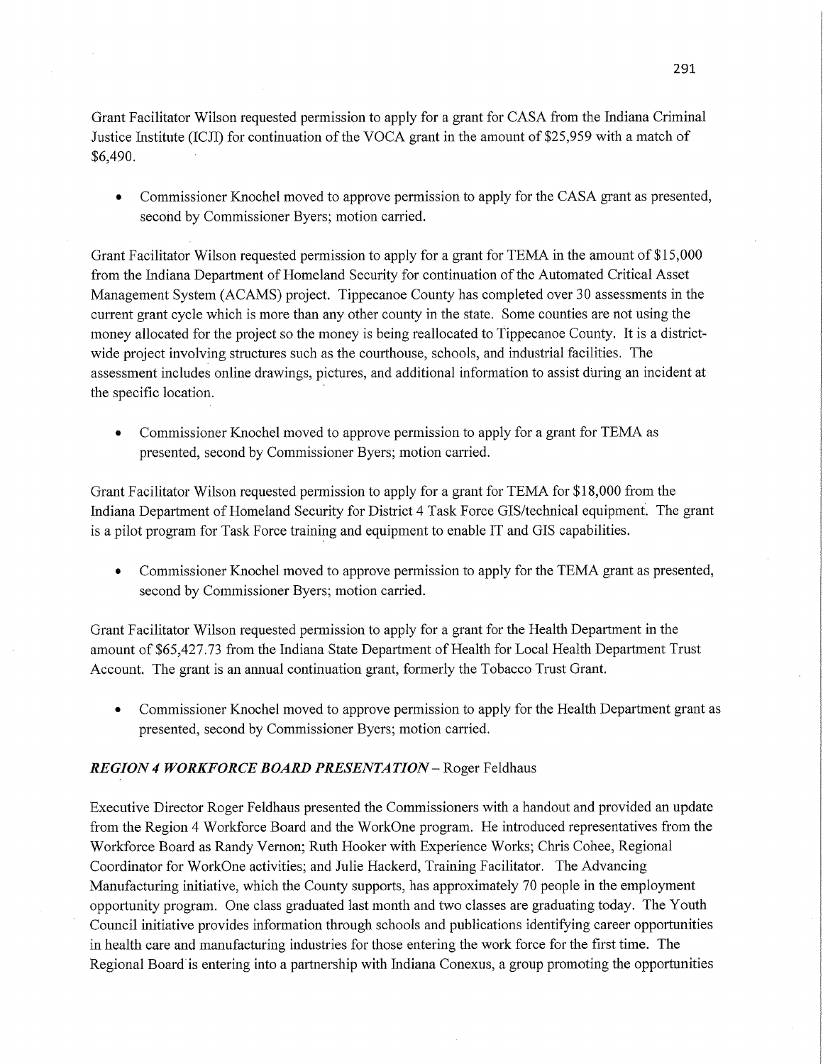Grant Facilitator Wilson requested permission to apply for a grant for CASA from the Indiana Criminal Justice Institute (ICJI) for continuation of the VOCA grant in the amount of $25,959 with a match of $6,490.

- Commissioner Knochel moved to approve permission to apply for the CASA grant as presented, second by Commissioner Byers; motion carried.

Grant Facilitator Wilson requested permission to apply for a grant for TEMA in the amount of $15,000 from the Indiana Department of Homeland Security for continuation of the Automated Critical Asset Management System (ACAMS) project. Tippecanoe County has completed over 30 assessments in the current grant cycle which is more than any other county in the state. Some counties are not using the money allocated for the project so the money is being reallocated to Tippecanoe County. It is a district-wide project involving structures such as the courthouse, schools, and industrial facilities. The assessment includes online drawings, pictures, and additional information to assist during an incident at the specific location.

- Commissioner Knochel moved to approve permission to apply for a grant for TEMA as presented, second by Commissioner Byers; motion carried.

Grant Facilitator Wilson requested permission to apply for a grant for TEMA for $18,000 from the Indiana Department of Homeland Security for District 4 Task Force GIS/technical equipment. The grant is a pilot program for Task Force training and equipment to enable IT and GIS capabilities.

- Commissioner Knochel moved to approve permission to apply for the TEMA grant as presented, second by Commissioner Byers; motion carried.

Grant Facilitator Wilson requested permission to apply for a grant for the Health Department in the amount of $65,427.73 from the Indiana State Department of Health for Local Health Department Trust Account. The grant is an annual continuation grant, formerly the Tobacco Trust Grant.

- Commissioner Knochel moved to approve permission to apply for the Health Department grant as presented, second by Commissioner Byers; motion carried.

***REGION 4 WORKFORCE BOARD PRESENTATION*** – Roger Feldhaus

Executive Director Roger Feldhaus presented the Commissioners with a handout and provided an update from the Region 4 Workforce Board and the WorkOne program. He introduced representatives from the Workforce Board as Randy Vernon; Ruth Hooker with Experience Works; Chris Cohee, Regional Coordinator for WorkOne activities; and Julie Hackerd, Training Facilitator. The Advancing Manufacturing initiative, which the County supports, has approximately 70 people in the employment opportunity program. One class graduated last month and two classes are graduating today. The Youth Council initiative provides information through schools and publications identifying career opportunities in health care and manufacturing industries for those entering the work force for the first time. The Regional Board is entering into a partnership with Indiana Conexus, a group promoting the opportunities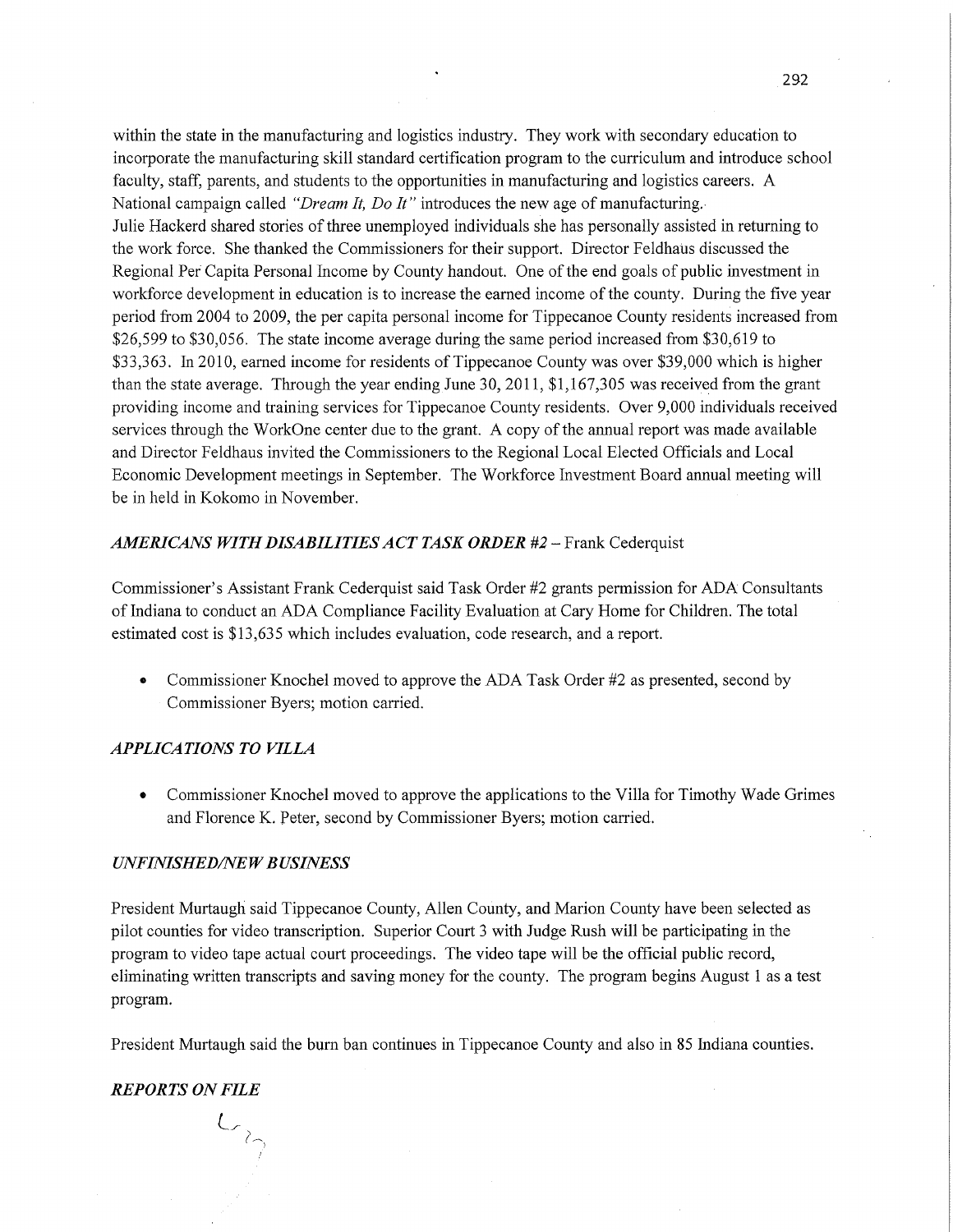within the state in the manufacturing and logistics industry. They work with secondary education to incorporate the manufacturing skill standard certification program to the curriculum and introduce school faculty, staff, parents, and students to the opportunities in manufacturing and logistics careers. A National campaign called *"Dream It, Do It"* introduces the new age of manufacturing.
Julie Hackerd shared stories of three unemployed individuals she has personally assisted in returning to the work force. She thanked the Commissioners for their support. Director Feldhaus discussed the Regional Per Capita Personal Income by County handout. One of the end goals of public investment in workforce development in education is to increase the earned income of the county. During the five year period from 2004 to 2009, the per capita personal income for Tippecanoe County residents increased from $26,599 to $30,056. The state income average during the same period increased from $30,619 to $33,363. In 2010, earned income for residents of Tippecanoe County was over $39,000 which is higher than the state average. Through the year ending June 30, 2011, $1,167,305 was received from the grant providing income and training services for Tippecanoe County residents. Over 9,000 individuals received services through the WorkOne center due to the grant. A copy of the annual report was made available and Director Feldhaus invited the Commissioners to the Regional Local Elected Officials and Local Economic Development meetings in September. The Workforce Investment Board annual meeting will be in held in Kokomo in November.

### *AMERICANS WITH DISABILITIES ACT TASK ORDER #2* – Frank Cederquist

Commissioner's Assistant Frank Cederquist said Task Order #2 grants permission for ADA Consultants of Indiana to conduct an ADA Compliance Facility Evaluation at Cary Home for Children. The total estimated cost is $13,635 which includes evaluation, code research, and a report.

- Commissioner Knochel moved to approve the ADA Task Order #2 as presented, second by Commissioner Byers; motion carried.

### *APPLICATIONS TO VILLA*

- Commissioner Knochel moved to approve the applications to the Villa for Timothy Wade Grimes and Florence K. Peter, second by Commissioner Byers; motion carried.

### *UNFINISHED/NEW BUSINESS*

President Murtaugh said Tippecanoe County, Allen County, and Marion County have been selected as pilot counties for video transcription. Superior Court 3 with Judge Rush will be participating in the program to video tape actual court proceedings. The video tape will be the official public record, eliminating written transcripts and saving money for the county. The program begins August 1 as a test program.

President Murtaugh said the burn ban continues in Tippecanoe County and also in 85 Indiana counties.

### *REPORTS ON FILE*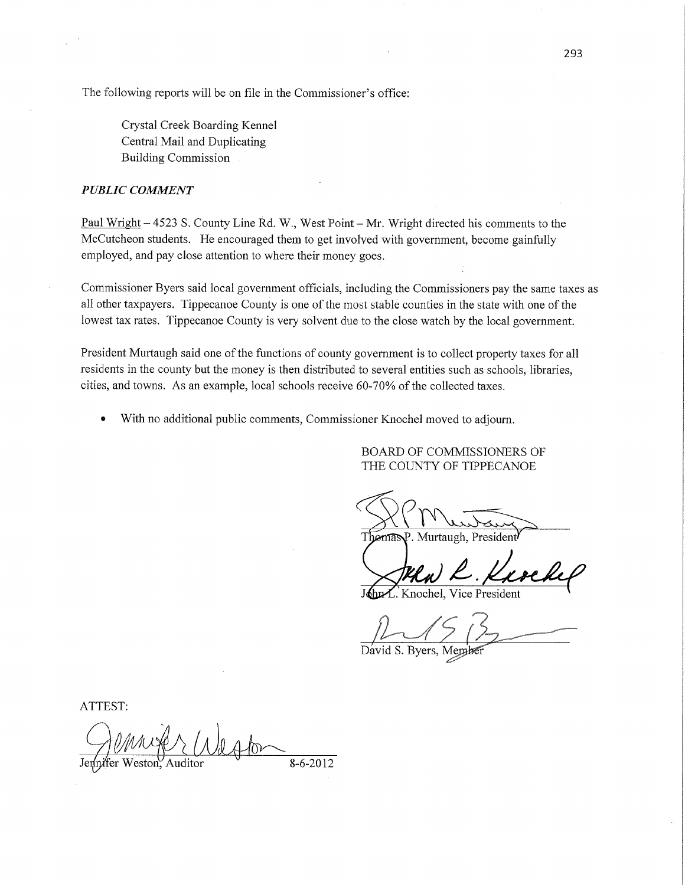The following reports will be on file in the Commissioner's office:

Crystal Creek Boarding Kennel
Central Mail and Duplicating
Building Commission

***PUBLIC COMMENT***

Paul Wright – 4523 S. County Line Rd. W., West Point – Mr. Wright directed his comments to the McCutcheon students. He encouraged them to get involved with government, become gainfully employed, and pay close attention to where their money goes.

Commissioner Byers said local government officials, including the Commissioners pay the same taxes as all other taxpayers. Tippecanoe County is one of the most stable counties in the state with one of the lowest tax rates. Tippecanoe County is very solvent due to the close watch by the local government.

President Murtaugh said one of the functions of county government is to collect property taxes for all residents in the county but the money is then distributed to several entities such as schools, libraries, cities, and towns. As an example, local schools receive 60-70% of the collected taxes.

- With no additional public comments, Commissioner Knochel moved to adjourn.

BOARD OF COMMISSIONERS OF
THE COUNTY OF TIPPECANOE

Thomas P. Murtaugh, President

John L. Knochel, Vice President

David S. Byers, Member

ATTEST:

Jennifer Weston, Auditor    8-6-2012